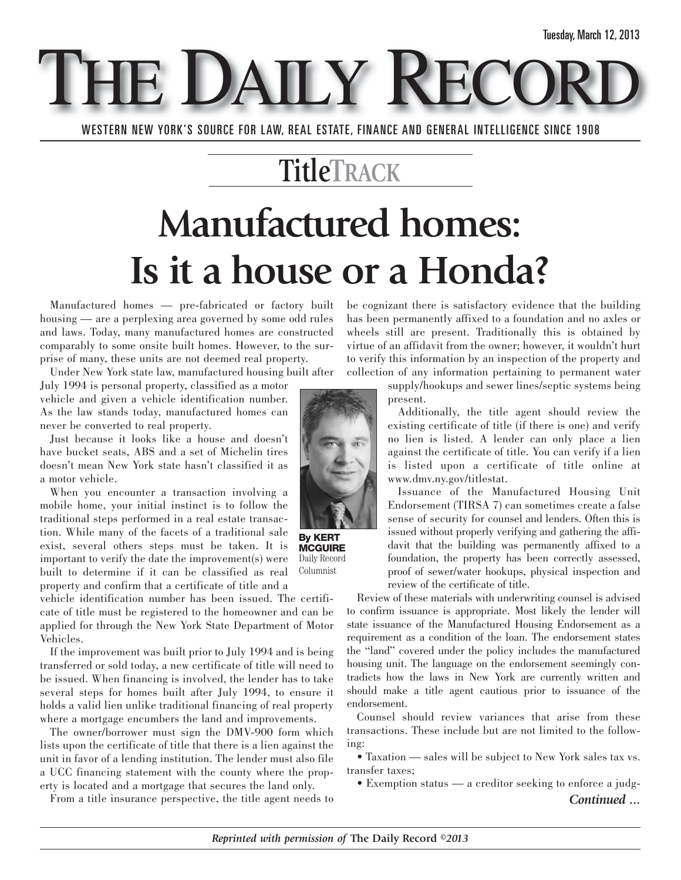Tuesday, March 12, 2013

# THE DAILY RECORD

WESTERN NEW YORK'S SOURCE FOR LAW, REAL ESTATE, FINANCE AND GENERAL INTELLIGENCE SINCE 1908

## TitleTRACK

# Manufactured homes: Is it a house or a Honda?

**By KERT MCGUIRE**
Daily Record Columnist

Manufactured homes — pre-fabricated or factory built housing — are a perplexing area governed by some odd rules and laws. Today, many manufactured homes are constructed comparably to some onsite built homes. However, to the surprise of many, these units are not deemed real property.

Under New York state law, manufactured housing built after July 1994 is personal property, classified as a motor vehicle and given a vehicle identification number. As the law stands today, manufactured homes can never be converted to real property.

Just because it looks like a house and doesn't have bucket seats, ABS and a set of Michelin tires doesn't mean New York state hasn't classified it as a motor vehicle.

When you encounter a transaction involving a mobile home, your initial instinct is to follow the traditional steps performed in a real estate transaction. While many of the facets of a traditional sale exist, several others steps must be taken. It is important to verify the date the improvement(s) were built to determine if it can be classified as real property and confirm that a certificate of title and a vehicle identification number has been issued. The certificate of title must be registered to the homeowner and can be applied for through the New York State Department of Motor Vehicles.

If the improvement was built prior to July 1994 and is being transferred or sold today, a new certificate of title will need to be issued. When financing is involved, the lender has to take several steps for homes built after July 1994, to ensure it holds a valid lien unlike traditional financing of real property where a mortgage encumbers the land and improvements.

The owner/borrower must sign the DMV-900 form which lists upon the certificate of title that there is a lien against the unit in favor of a lending institution. The lender must also file a UCC financing statement with the county where the property is located and a mortgage that secures the land only.

From a title insurance perspective, the title agent needs to be cognizant there is satisfactory evidence that the building has been permanently affixed to a foundation and no axles or wheels still are present. Traditionally this is obtained by virtue of an affidavit from the owner; however, it wouldn't hurt to verify this information by an inspection of the property and collection of any information pertaining to permanent water supply/hookups and sewer lines/septic systems being present.

Additionally, the title agent should review the existing certificate of title (if there is one) and verify no lien is listed. A lender can only place a lien against the certificate of title. You can verify if a lien is listed upon a certificate of title online at www.dmv.ny.gov/titlestat.

Issuance of the Manufactured Housing Unit Endorsement (TIRSA 7) can sometimes create a false sense of security for counsel and lenders. Often this is issued without properly verifying and gathering the affidavit that the building was permanently affixed to a foundation, the property has been correctly assessed, proof of sewer/water hookups, physical inspection and review of the certificate of title.

Review of these materials with underwriting counsel is advised to confirm issuance is appropriate. Most likely the lender will state issuance of the Manufactured Housing Endorsement as a requirement as a condition of the loan. The endorsement states the "land" covered under the policy includes the manufactured housing unit. The language on the endorsement seemingly contradicts how the laws in New York are currently written and should make a title agent cautious prior to issuance of the endorsement.

Counsel should review variances that arise from these transactions. These include but are not limited to the following:

- Taxation — sales will be subject to New York sales tax vs. transfer taxes;
- Exemption status — a creditor seeking to enforce a judg-

*Continued ...*

*Reprinted with permission of* **The Daily Record** *©2013*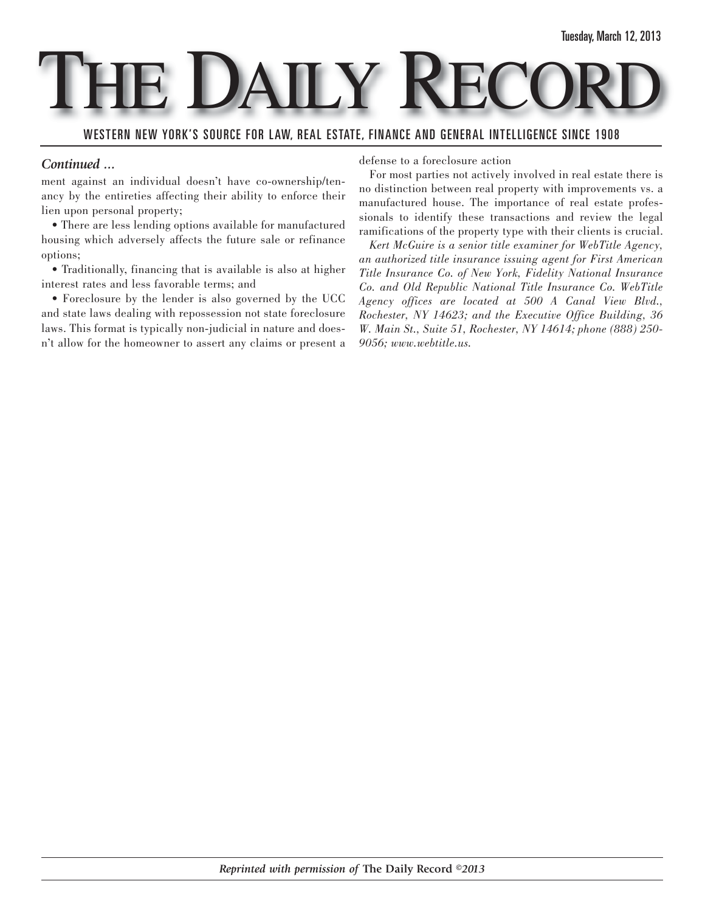*Continued ...*

ment against an individual doesn't have co-ownership/tenancy by the entireties affecting their ability to enforce their lien upon personal property;

• There are less lending options available for manufactured housing which adversely affects the future sale or refinance options;

• Traditionally, financing that is available is also at higher interest rates and less favorable terms; and

• Foreclosure by the lender is also governed by the UCC and state laws dealing with repossession not state foreclosure laws. This format is typically non-judicial in nature and doesn't allow for the homeowner to assert any claims or present a defense to a foreclosure action

For most parties not actively involved in real estate there is no distinction between real property with improvements vs. a manufactured house. The importance of real estate professionals to identify these transactions and review the legal ramifications of the property type with their clients is crucial.

*Kert McGuire is a senior title examiner for WebTitle Agency, an authorized title insurance issuing agent for First American Title Insurance Co. of New York, Fidelity National Insurance Co. and Old Republic National Title Insurance Co. WebTitle Agency offices are located at 500 A Canal View Blvd., Rochester, NY 14623; and the Executive Office Building, 36 W. Main St., Suite 51, Rochester, NY 14614; phone (888) 250-9056; www.webtitle.us.*

*Reprinted with permission of* **The Daily Record** *©2013*